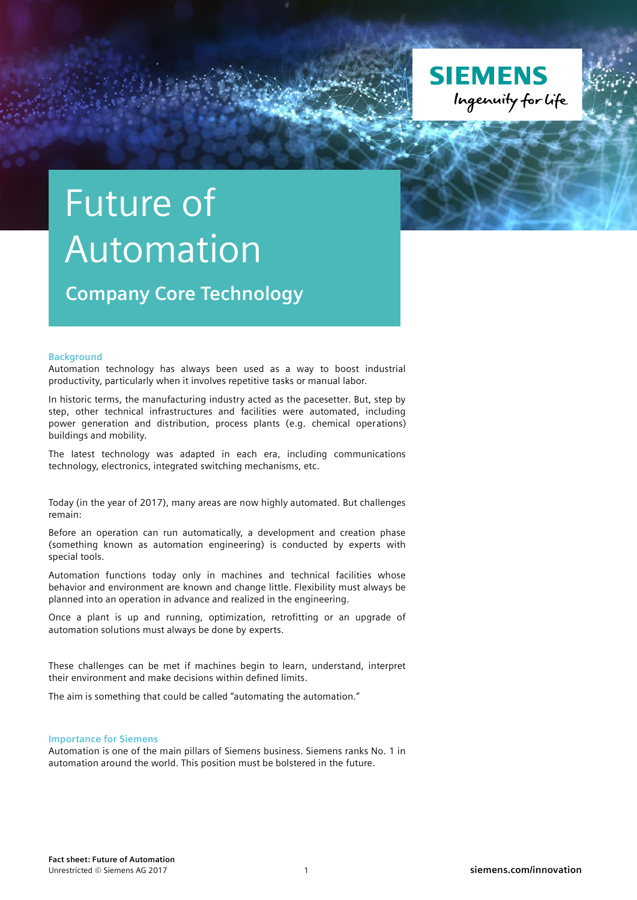# Future of Automation

## Company Core Technology

### Background

Automation technology has always been used as a way to boost industrial productivity, particularly when it involves repetitive tasks or manual labor.

In historic terms, the manufacturing industry acted as the pacesetter. But, step by step, other technical infrastructures and facilities were automated, including power generation and distribution, process plants (e.g. chemical operations) buildings and mobility.

The latest technology was adapted in each era, including communications technology, electronics, integrated switching mechanisms, etc.

Today (in the year of 2017), many areas are now highly automated. But challenges remain:

Before an operation can run automatically, a development and creation phase (something known as automation engineering) is conducted by experts with special tools.

Automation functions today only in machines and technical facilities whose behavior and environment are known and change little. Flexibility must always be planned into an operation in advance and realized in the engineering.

Once a plant is up and running, optimization, retrofitting or an upgrade of automation solutions must always be done by experts.

These challenges can be met if machines begin to learn, understand, interpret their environment and make decisions within defined limits.

The aim is something that could be called "automating the automation."

### Importance for Siemens

Automation is one of the main pillars of Siemens business. Siemens ranks No. 1 in automation around the world. This position must be bolstered in the future.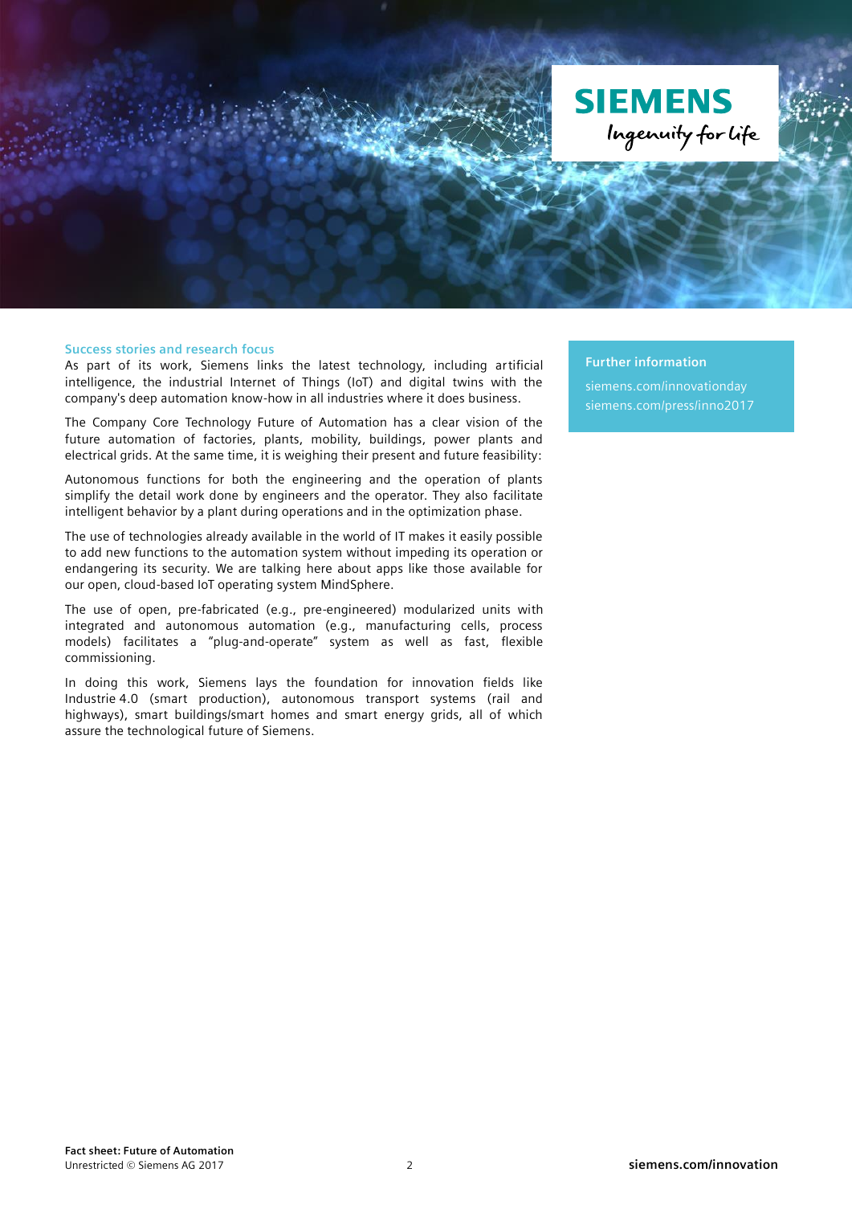## Success stories and research focus

As part of its work, Siemens links the latest technology, including artificial intelligence, the industrial Internet of Things (IoT) and digital twins with the company's deep automation know-how in all industries where it does business.

The Company Core Technology Future of Automation has a clear vision of the future automation of factories, plants, mobility, buildings, power plants and electrical grids. At the same time, it is weighing their present and future feasibility:

Autonomous functions for both the engineering and the operation of plants simplify the detail work done by engineers and the operator. They also facilitate intelligent behavior by a plant during operations and in the optimization phase.

The use of technologies already available in the world of IT makes it easily possible to add new functions to the automation system without impeding its operation or endangering its security. We are talking here about apps like those available for our open, cloud-based IoT operating system MindSphere.

The use of open, pre-fabricated (e.g., pre-engineered) modularized units with integrated and autonomous automation (e.g., manufacturing cells, process models) facilitates a "plug-and-operate" system as well as fast, flexible commissioning.

In doing this work, Siemens lays the foundation for innovation fields like Industrie 4.0 (smart production), autonomous transport systems (rail and highways), smart buildings/smart homes and smart energy grids, all of which assure the technological future of Siemens.

### Further information

siemens.com/innovationday
siemens.com/press/inno2017

**Fact sheet: Future of Automation**
Unrestricted © Siemens AG 2017

**siemens.com/innovation**